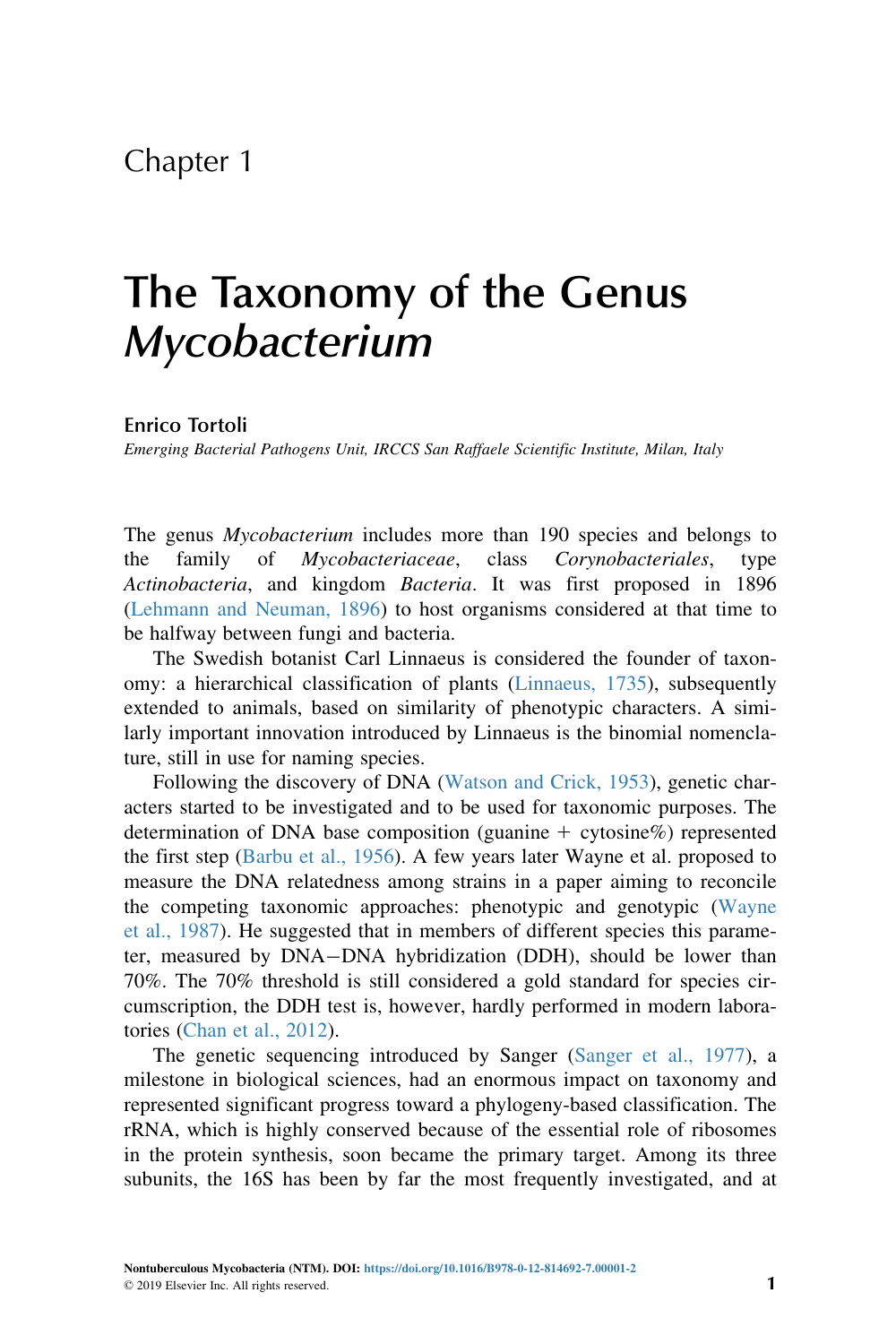Chapter 1

# The Taxonomy of the Genus *Mycobacterium*

**Enrico Tortoli**

*Emerging Bacterial Pathogens Unit, IRCCS San Raffaele Scientific Institute, Milan, Italy*

The genus *Mycobacterium* includes more than 190 species and belongs to the family of *Mycobacteriaceae*, class *Corynobacteriales*, type *Actinobacteria*, and kingdom *Bacteria*. It was first proposed in 1896 (Lehmann and Neuman, 1896) to host organisms considered at that time to be halfway between fungi and bacteria.

The Swedish botanist Carl Linnaeus is considered the founder of taxonomy: a hierarchical classification of plants (Linnaeus, 1735), subsequently extended to animals, based on similarity of phenotypic characters. A similarly important innovation introduced by Linnaeus is the binomial nomenclature, still in use for naming species.

Following the discovery of DNA (Watson and Crick, 1953), genetic characters started to be investigated and to be used for taxonomic purposes. The determination of DNA base composition (guanine + cytosine%) represented the first step (Barbu et al., 1956). A few years later Wayne et al. proposed to measure the DNA relatedness among strains in a paper aiming to reconcile the competing taxonomic approaches: phenotypic and genotypic (Wayne et al., 1987). He suggested that in members of different species this parameter, measured by DNA−DNA hybridization (DDH), should be lower than 70%. The 70% threshold is still considered a gold standard for species circumscription, the DDH test is, however, hardly performed in modern laboratories (Chan et al., 2012).

The genetic sequencing introduced by Sanger (Sanger et al., 1977), a milestone in biological sciences, had an enormous impact on taxonomy and represented significant progress toward a phylogeny-based classification. The rRNA, which is highly conserved because of the essential role of ribosomes in the protein synthesis, soon became the primary target. Among its three subunits, the 16S has been by far the most frequently investigated, and at

**Nontuberculous Mycobacteria (NTM). DOI:** https://doi.org/10.1016/B978-0-12-814692-7.00001-2
© 2019 Elsevier Inc. All rights reserved.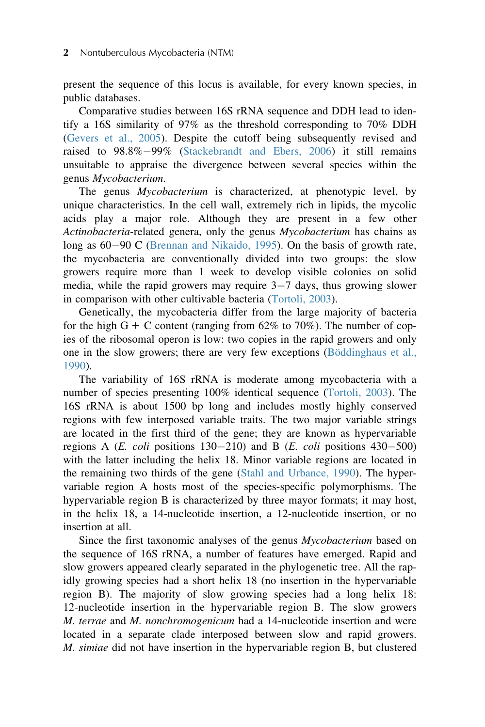present the sequence of this locus is available, for every known species, in public databases.

Comparative studies between 16S rRNA sequence and DDH lead to identify a 16S similarity of 97% as the threshold corresponding to 70% DDH (Gevers et al., 2005). Despite the cutoff being subsequently revised and raised to 98.8%−99% (Stackebrandt and Ebers, 2006) it still remains unsuitable to appraise the divergence between several species within the genus *Mycobacterium*.

The genus *Mycobacterium* is characterized, at phenotypic level, by unique characteristics. In the cell wall, extremely rich in lipids, the mycolic acids play a major role. Although they are present in a few other *Actinobacteria*-related genera, only the genus *Mycobacterium* has chains as long as 60−90 C (Brennan and Nikaido, 1995). On the basis of growth rate, the mycobacteria are conventionally divided into two groups: the slow growers require more than 1 week to develop visible colonies on solid media, while the rapid growers may require 3−7 days, thus growing slower in comparison with other cultivable bacteria (Tortoli, 2003).

Genetically, the mycobacteria differ from the large majority of bacteria for the high G + C content (ranging from 62% to 70%). The number of copies of the ribosomal operon is low: two copies in the rapid growers and only one in the slow growers; there are very few exceptions (Böddinghaus et al., 1990).

The variability of 16S rRNA is moderate among mycobacteria with a number of species presenting 100% identical sequence (Tortoli, 2003). The 16S rRNA is about 1500 bp long and includes mostly highly conserved regions with few interposed variable traits. The two major variable strings are located in the first third of the gene; they are known as hypervariable regions A (*E. coli* positions 130−210) and B (*E. coli* positions 430−500) with the latter including the helix 18. Minor variable regions are located in the remaining two thirds of the gene (Stahl and Urbance, 1990). The hypervariable region A hosts most of the species-specific polymorphisms. The hypervariable region B is characterized by three mayor formats; it may host, in the helix 18, a 14-nucleotide insertion, a 12-nucleotide insertion, or no insertion at all.

Since the first taxonomic analyses of the genus *Mycobacterium* based on the sequence of 16S rRNA, a number of features have emerged. Rapid and slow growers appeared clearly separated in the phylogenetic tree. All the rapidly growing species had a short helix 18 (no insertion in the hypervariable region B). The majority of slow growing species had a long helix 18: 12-nucleotide insertion in the hypervariable region B. The slow growers *M. terrae* and *M. nonchromogenicum* had a 14-nucleotide insertion and were located in a separate clade interposed between slow and rapid growers. *M. simiae* did not have insertion in the hypervariable region B, but clustered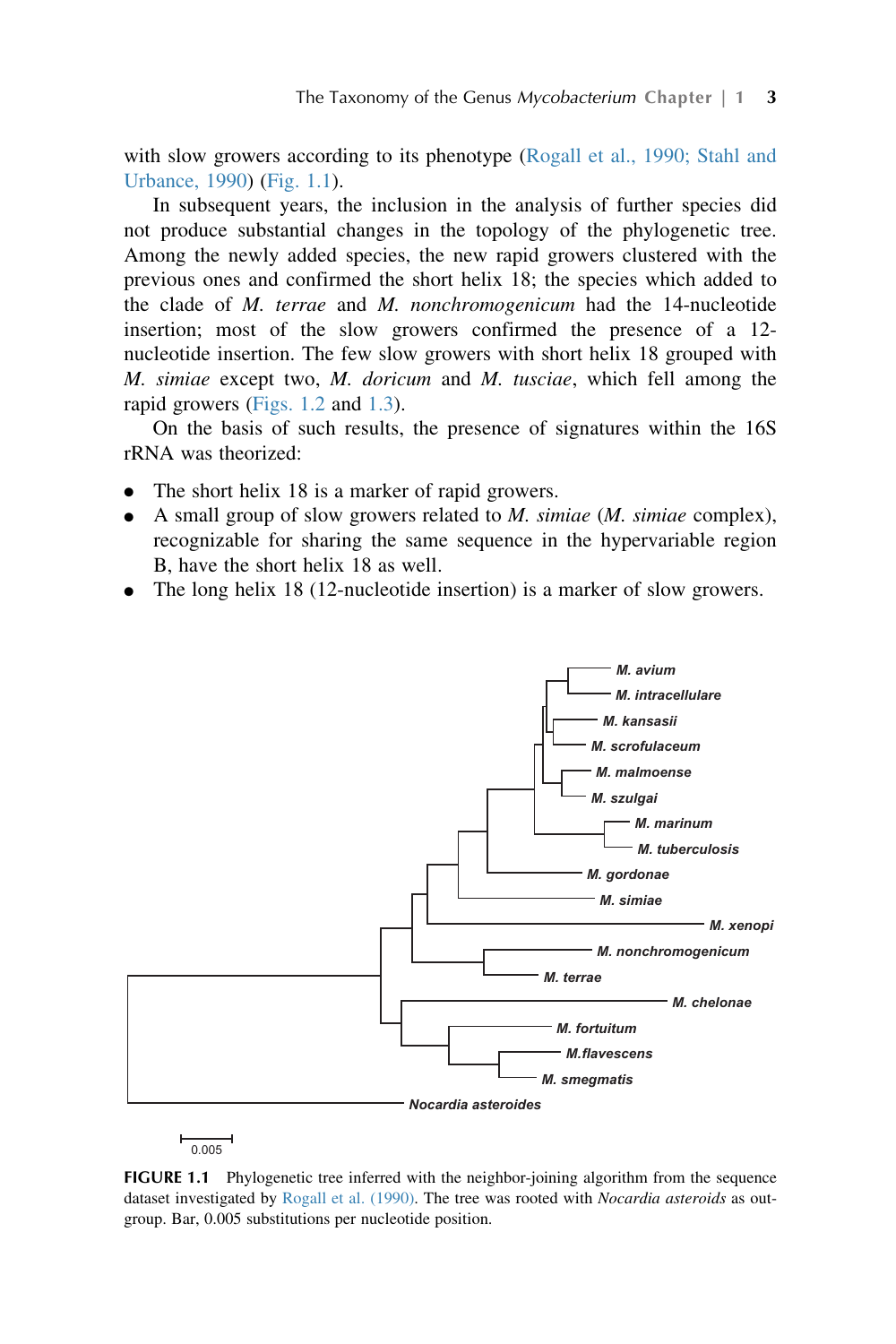with slow growers according to its phenotype (Rogall et al., 1990; Stahl and Urbance, 1990) (Fig. 1.1).

In subsequent years, the inclusion in the analysis of further species did not produce substantial changes in the topology of the phylogenetic tree. Among the newly added species, the new rapid growers clustered with the previous ones and confirmed the short helix 18; the species which added to the clade of *M. terrae* and *M. nonchromogenicum* had the 14-nucleotide insertion; most of the slow growers confirmed the presence of a 12-nucleotide insertion. The few slow growers with short helix 18 grouped with *M. simiae* except two, *M. doricum* and *M. tusciae*, which fell among the rapid growers (Figs. 1.2 and 1.3).

On the basis of such results, the presence of signatures within the 16S rRNA was theorized:

- The short helix 18 is a marker of rapid growers.
- A small group of slow growers related to *M. simiae* (*M. simiae* complex), recognizable for sharing the same sequence in the hypervariable region B, have the short helix 18 as well.
- The long helix 18 (12-nucleotide insertion) is a marker of slow growers.

M. avium
M. intracellulare
M. kansasii
M. scrofulaceum
M. malmoense
M. szulgai
M. marinum
M. tuberculosis
M. gordonae
M. simiae
M. xenopi
M. nonchromogenicum
M. terrae
M. chelonae
M. fortuitum
M.flavescens
M. smegmatis
Nocardia asteroides

0.005

**FIGURE 1.1** Phylogenetic tree inferred with the neighbor-joining algorithm from the sequence dataset investigated by Rogall et al. (1990). The tree was rooted with *Nocardia asteroids* as outgroup. Bar, 0.005 substitutions per nucleotide position.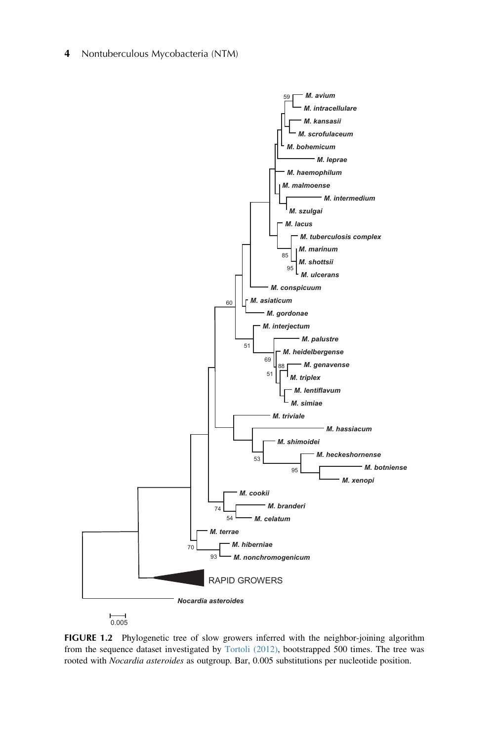**FIGURE 1.2** Phylogenetic tree of slow growers inferred with the neighbor-joining algorithm from the sequence dataset investigated by Tortoli (2012), bootstrapped 500 times. The tree was rooted with *Nocardia asteroides* as outgroup. Bar, 0.005 substitutions per nucleotide position.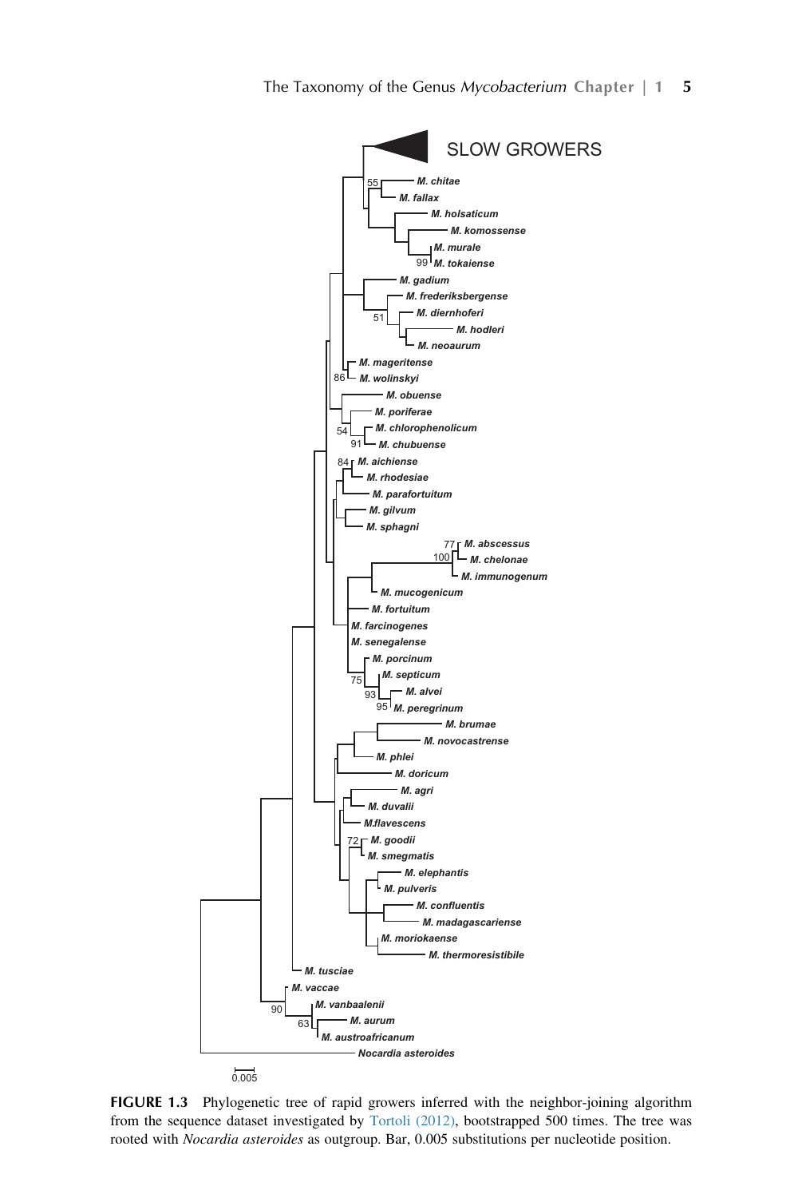SLOW GROWERS

*M. chitae*
*M. fallax*
*M. holsaticum*
*M. komossense*
*M. murale*
*M. tokaiense*
*M. gadium*
*M. frederiksbergense*
*M. diernhoferi*
*M. hodleri*
*M. neoaurum*
*M. mageritense*
*M. wolinskyi*
*M. obuense*
*M. poriferae*
*M. chlorophenolicum*
*M. chubuense*
*M. aichiense*
*M. rhodesiae*
*M. parafortuitum*
*M. gilvum*
*M. sphagni*
*M. abscessus*
*M. chelonae*
*M. immunogenum*
*M. mucogenicum*
*M. fortuitum*
*M. farcinogenes*
*M. senegalense*
*M. porcinum*
*M. septicum*
*M. alvei*
*M. peregrinum*
*M. brumae*
*M. novocastrense*
*M. phlei*
*M. doricum*
*M. agri*
*M. duvalii*
*M.flavescens*
*M. goodii*
*M. smegmatis*
*M. elephantis*
*M. pulveris*
*M. confluentis*
*M. madagascariense*
*M. moriokaense*
*M. thermoresistibile*
*M. tusciae*
*M. vaccae*
*M. vanbaalenii*
*M. aurum*
*M. austroafricanum*
*Nocardia asteroides*

0.005

**FIGURE 1.3** Phylogenetic tree of rapid growers inferred with the neighbor-joining algorithm from the sequence dataset investigated by Tortoli (2012), bootstrapped 500 times. The tree was rooted with *Nocardia asteroides* as outgroup. Bar, 0.005 substitutions per nucleotide position.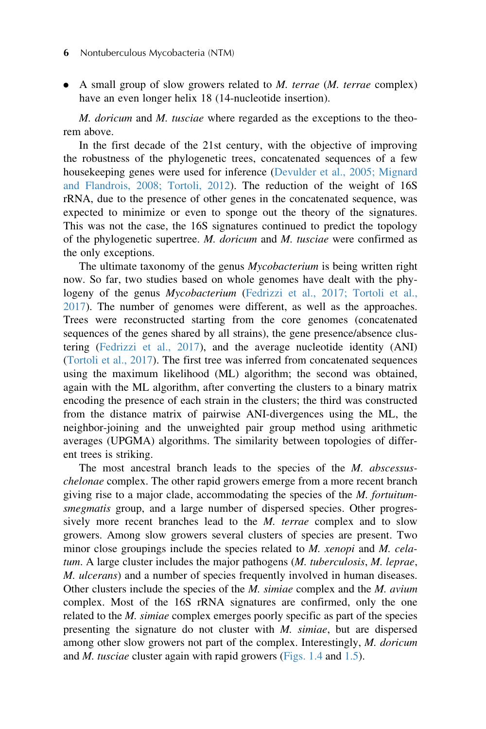- A small group of slow growers related to *M. terrae* (*M. terrae* complex) have an even longer helix 18 (14-nucleotide insertion).

*M. doricum* and *M. tusciae* where regarded as the exceptions to the theorem above.

In the first decade of the 21st century, with the objective of improving the robustness of the phylogenetic trees, concatenated sequences of a few housekeeping genes were used for inference (Devulder et al., 2005; Mignard and Flandrois, 2008; Tortoli, 2012). The reduction of the weight of 16S rRNA, due to the presence of other genes in the concatenated sequence, was expected to minimize or even to sponge out the theory of the signatures. This was not the case, the 16S signatures continued to predict the topology of the phylogenetic supertree. *M. doricum* and *M. tusciae* were confirmed as the only exceptions.

The ultimate taxonomy of the genus *Mycobacterium* is being written right now. So far, two studies based on whole genomes have dealt with the phylogeny of the genus *Mycobacterium* (Fedrizzi et al., 2017; Tortoli et al., 2017). The number of genomes were different, as well as the approaches. Trees were reconstructed starting from the core genomes (concatenated sequences of the genes shared by all strains), the gene presence/absence clustering (Fedrizzi et al., 2017), and the average nucleotide identity (ANI) (Tortoli et al., 2017). The first tree was inferred from concatenated sequences using the maximum likelihood (ML) algorithm; the second was obtained, again with the ML algorithm, after converting the clusters to a binary matrix encoding the presence of each strain in the clusters; the third was constructed from the distance matrix of pairwise ANI-divergences using the ML, the neighbor-joining and the unweighted pair group method using arithmetic averages (UPGMA) algorithms. The similarity between topologies of different trees is striking.

The most ancestral branch leads to the species of the *M. abscessus-chelonae* complex. The other rapid growers emerge from a more recent branch giving rise to a major clade, accommodating the species of the *M. fortuitum-smegmatis* group, and a large number of dispersed species. Other progressively more recent branches lead to the *M. terrae* complex and to slow growers. Among slow growers several clusters of species are present. Two minor close groupings include the species related to *M. xenopi* and *M. celatum*. A large cluster includes the major pathogens (*M. tuberculosis*, *M. leprae*, *M. ulcerans*) and a number of species frequently involved in human diseases. Other clusters include the species of the *M. simiae* complex and the *M. avium* complex. Most of the 16S rRNA signatures are confirmed, only the one related to the *M. simiae* complex emerges poorly specific as part of the species presenting the signature do not cluster with *M. simiae*, but are dispersed among other slow growers not part of the complex. Interestingly, *M. doricum* and *M. tusciae* cluster again with rapid growers (Figs. 1.4 and 1.5).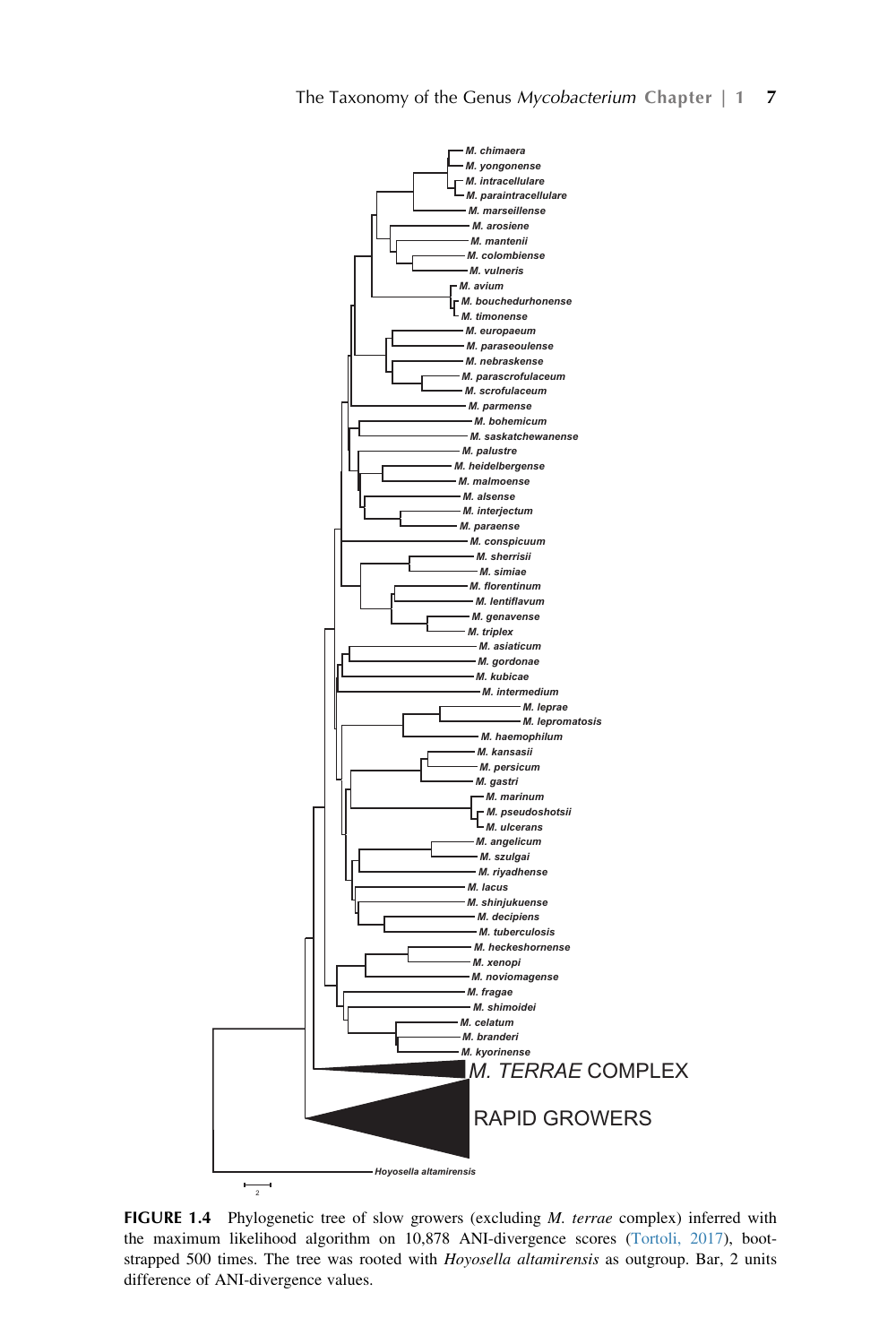**FIGURE 1.4** Phylogenetic tree of slow growers (excluding *M. terrae* complex) inferred with the maximum likelihood algorithm on 10,878 ANI-divergence scores (Tortoli, 2017), bootstrapped 500 times. The tree was rooted with *Hoyosella altamirensis* as outgroup. Bar, 2 units difference of ANI-divergence values.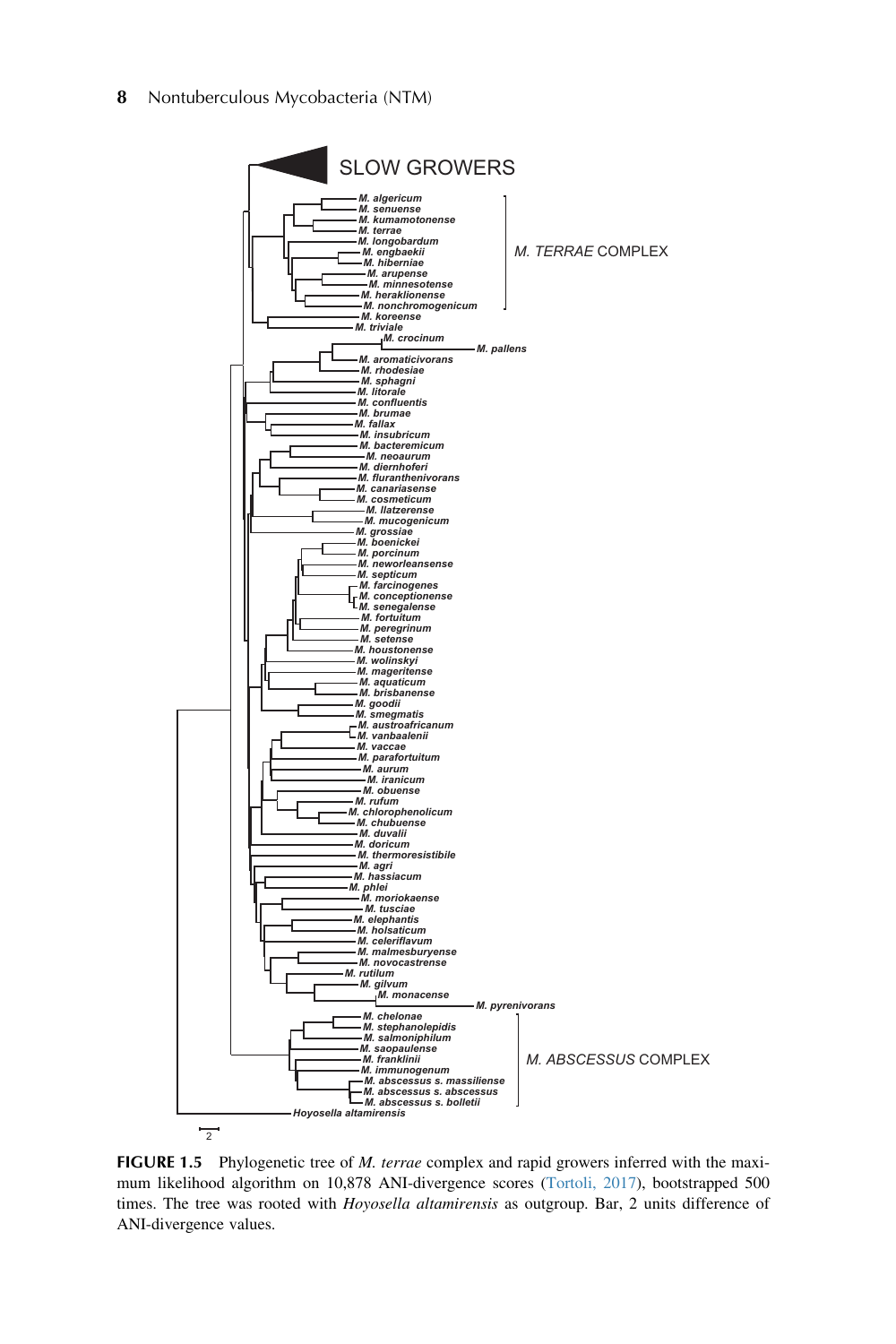SLOW GROWERS

M. algericum
M. senuense
M. kumamotonense
M. terrae
M. longobardum
M. engbaekii
M. hiberniae
M. arupense
M. minnesotense
M. heraklionense
M. nonchromogenicum
M. koreense
M. triviale
M. crocinum
M. pallens
M. aromaticivorans
M. rhodesiae
M. sphagni
M. litorale
M. confluentis
M. brumae
M. fallax
M. insubricum
M. bacteremicum
M. neoaurum
M. diernhoferi
M. fluoranthenivorans
M. canariasense
M. cosmeticum
M. llatzerense
M. mucogenicum
M. grossiae
M. boenickei
M. porcinum
M. neworleansense
M. septicum
M. farcinogenes
M. conceptionense
M. senegalense
M. fortuitum
M. peregrinum
M. setense
M. houstonense
M. wolinskyi
M. mageritense
M. aquaticum
M. brisbanense
M. goodii
M. smegmatis
M. austroafricanum
M. vanbaalenii
M. vaccae
M. parafortuitum
M. aurum
M. iranicum
M. obuense
M. rufum
M. chlorophenolicum
M. chubuense
M. duvalii
M. doricum
M. thermoresistibile
M. agri
M. hassiacum
M. phlei
M. moriokaense
M. tusciae
M. elephantis
M. holsaticum
M. celeriflavum
M. malmesburyense
M. novocastrense
M. rutilum
M. gilvum
M. monacense
M. pyrenivorans
M. chelonae
M. stephanolepidis
M. salmoniphilum
M. saopaulense
M. franklinii
M. immunogenum
M. abscessus s. massiliense
M. abscessus s. abscessus
M. abscessus s. bolletii
Hoyosella altamirensis

M. TERRAE COMPLEX

M. ABSCESSUS COMPLEX

2

**FIGURE 1.5** Phylogenetic tree of *M. terrae* complex and rapid growers inferred with the maximum likelihood algorithm on 10,878 ANI-divergence scores (Tortoli, 2017), bootstrapped 500 times. The tree was rooted with *Hoyosella altamirensis* as outgroup. Bar, 2 units difference of ANI-divergence values.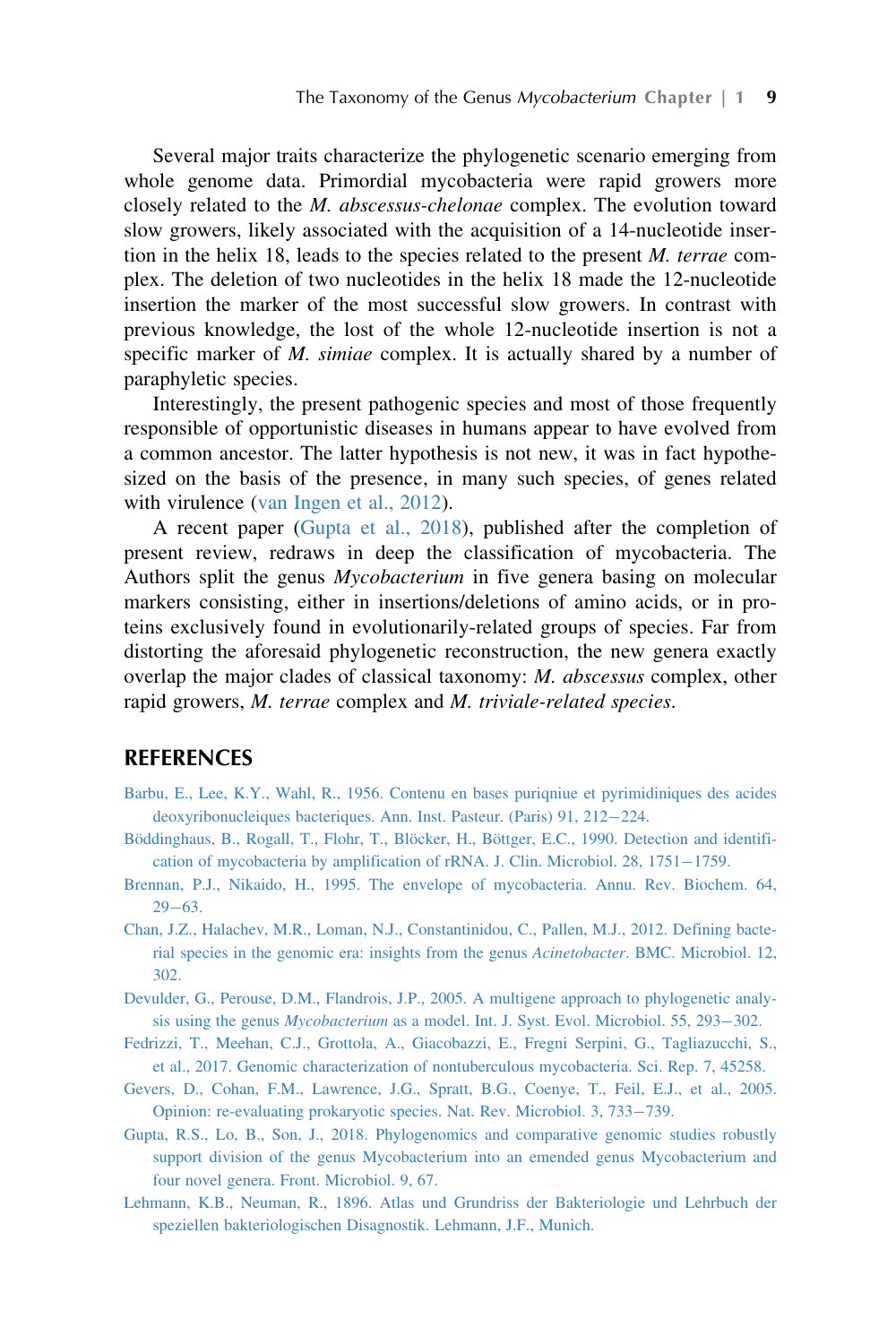Several major traits characterize the phylogenetic scenario emerging from whole genome data. Primordial mycobacteria were rapid growers more closely related to the *M. abscessus-chelonae* complex. The evolution toward slow growers, likely associated with the acquisition of a 14-nucleotide insertion in the helix 18, leads to the species related to the present *M. terrae* complex. The deletion of two nucleotides in the helix 18 made the 12-nucleotide insertion the marker of the most successful slow growers. In contrast with previous knowledge, the lost of the whole 12-nucleotide insertion is not a specific marker of *M. simiae* complex. It is actually shared by a number of paraphyletic species.

Interestingly, the present pathogenic species and most of those frequently responsible of opportunistic diseases in humans appear to have evolved from a common ancestor. The latter hypothesis is not new, it was in fact hypothesized on the basis of the presence, in many such species, of genes related with virulence (van Ingen et al., 2012).

A recent paper (Gupta et al., 2018), published after the completion of present review, redraws in deep the classification of mycobacteria. The Authors split the genus *Mycobacterium* in five genera basing on molecular markers consisting, either in insertions/deletions of amino acids, or in proteins exclusively found in evolutionarily-related groups of species. Far from distorting the aforesaid phylogenetic reconstruction, the new genera exactly overlap the major clades of classical taxonomy: *M. abscessus* complex, other rapid growers, *M. terrae* complex and *M. triviale-related species*.

## REFERENCES

Barbu, E., Lee, K.Y., Wahl, R., 1956. Contenu en bases puriqniue et pyrimidiniques des acides deoxyribonucleiques bacteriques. Ann. Inst. Pasteur. (Paris) 91, 212–224.

Böddinghaus, B., Rogall, T., Flohr, T., Blöcker, H., Böttger, E.C., 1990. Detection and identification of mycobacteria by amplification of rRNA. J. Clin. Microbiol. 28, 1751–1759.

Brennan, P.J., Nikaido, H., 1995. The envelope of mycobacteria. Annu. Rev. Biochem. 64, 29–63.

Chan, J.Z., Halachev, M.R., Loman, N.J., Constantinidou, C., Pallen, M.J., 2012. Defining bacterial species in the genomic era: insights from the genus *Acinetobacter*. BMC. Microbiol. 12, 302.

Devulder, G., Perouse, D.M., Flandrois, J.P., 2005. A multigene approach to phylogenetic analysis using the genus *Mycobacterium* as a model. Int. J. Syst. Evol. Microbiol. 55, 293–302.

Fedrizzi, T., Meehan, C.J., Grottola, A., Giacobazzi, E., Fregni Serpini, G., Tagliazucchi, S., et al., 2017. Genomic characterization of nontuberculous mycobacteria. Sci. Rep. 7, 45258.

Gevers, D., Cohan, F.M., Lawrence, J.G., Spratt, B.G., Coenye, T., Feil, E.J., et al., 2005. Opinion: re-evaluating prokaryotic species. Nat. Rev. Microbiol. 3, 733–739.

Gupta, R.S., Lo, B., Son, J., 2018. Phylogenomics and comparative genomic studies robustly support division of the genus Mycobacterium into an emended genus Mycobacterium and four novel genera. Front. Microbiol. 9, 67.

Lehmann, K.B., Neuman, R., 1896. Atlas und Grundriss der Bakteriologie und Lehrbuch der speziellen bakteriologischen Disagnostik. Lehmann, J.F., Munich.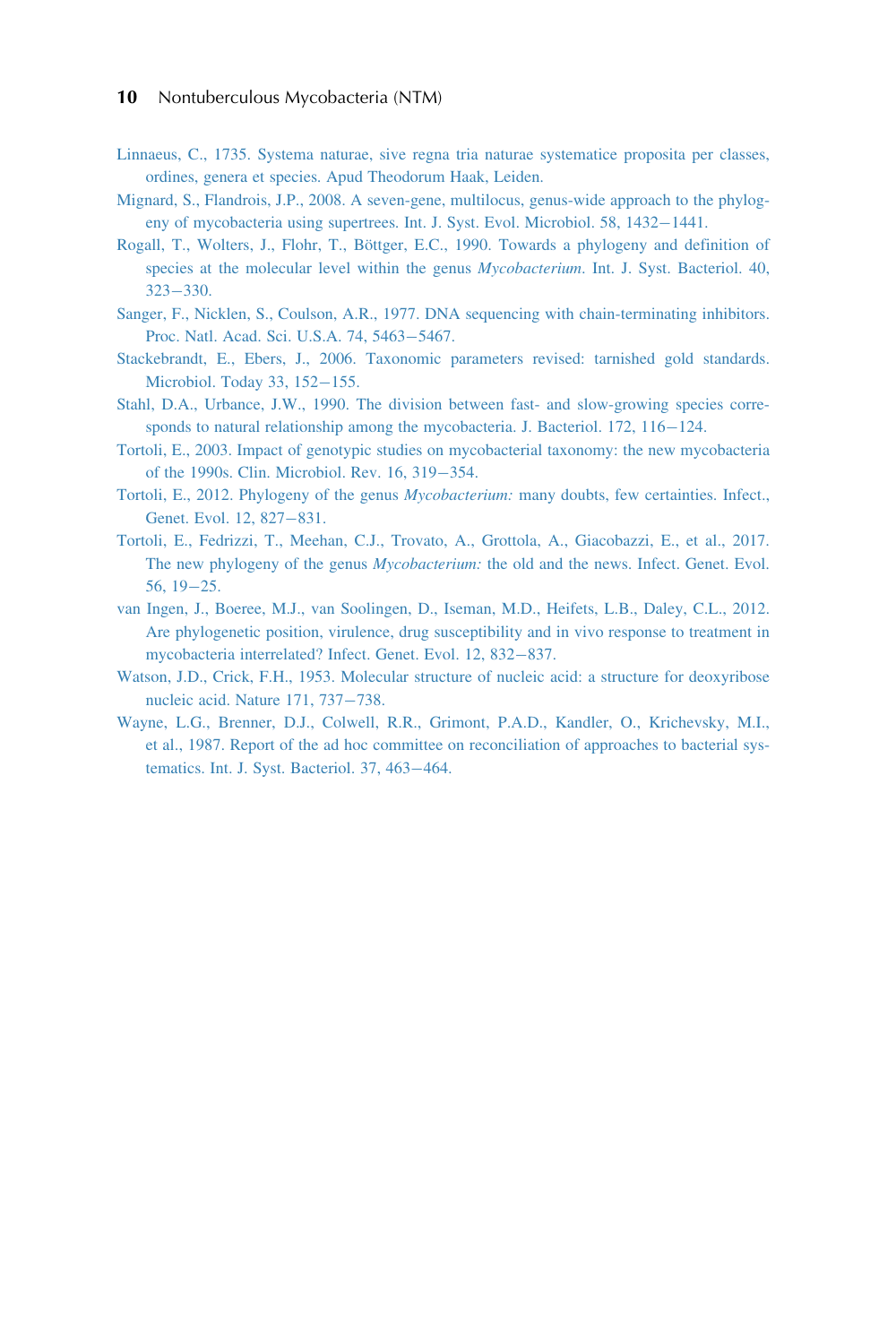Linnaeus, C., 1735. Systema naturae, sive regna tria naturae systematice proposita per classes, ordines, genera et species. Apud Theodorum Haak, Leiden.

Mignard, S., Flandrois, J.P., 2008. A seven-gene, multilocus, genus-wide approach to the phylogeny of mycobacteria using supertrees. Int. J. Syst. Evol. Microbiol. 58, 1432−1441.

Rogall, T., Wolters, J., Flohr, T., Böttger, E.C., 1990. Towards a phylogeny and definition of species at the molecular level within the genus *Mycobacterium*. Int. J. Syst. Bacteriol. 40, 323−330.

Sanger, F., Nicklen, S., Coulson, A.R., 1977. DNA sequencing with chain-terminating inhibitors. Proc. Natl. Acad. Sci. U.S.A. 74, 5463−5467.

Stackebrandt, E., Ebers, J., 2006. Taxonomic parameters revised: tarnished gold standards. Microbiol. Today 33, 152−155.

Stahl, D.A., Urbance, J.W., 1990. The division between fast- and slow-growing species corresponds to natural relationship among the mycobacteria. J. Bacteriol. 172, 116−124.

Tortoli, E., 2003. Impact of genotypic studies on mycobacterial taxonomy: the new mycobacteria of the 1990s. Clin. Microbiol. Rev. 16, 319−354.

Tortoli, E., 2012. Phylogeny of the genus *Mycobacterium:* many doubts, few certainties. Infect., Genet. Evol. 12, 827−831.

Tortoli, E., Fedrizzi, T., Meehan, C.J., Trovato, A., Grottola, A., Giacobazzi, E., et al., 2017. The new phylogeny of the genus *Mycobacterium:* the old and the news. Infect. Genet. Evol. 56, 19−25.

van Ingen, J., Boeree, M.J., van Soolingen, D., Iseman, M.D., Heifets, L.B., Daley, C.L., 2012. Are phylogenetic position, virulence, drug susceptibility and in vivo response to treatment in mycobacteria interrelated? Infect. Genet. Evol. 12, 832−837.

Watson, J.D., Crick, F.H., 1953. Molecular structure of nucleic acid: a structure for deoxyribose nucleic acid. Nature 171, 737−738.

Wayne, L.G., Brenner, D.J., Colwell, R.R., Grimont, P.A.D., Kandler, O., Krichevsky, M.I., et al., 1987. Report of the ad hoc committee on reconciliation of approaches to bacterial systematics. Int. J. Syst. Bacteriol. 37, 463−464.